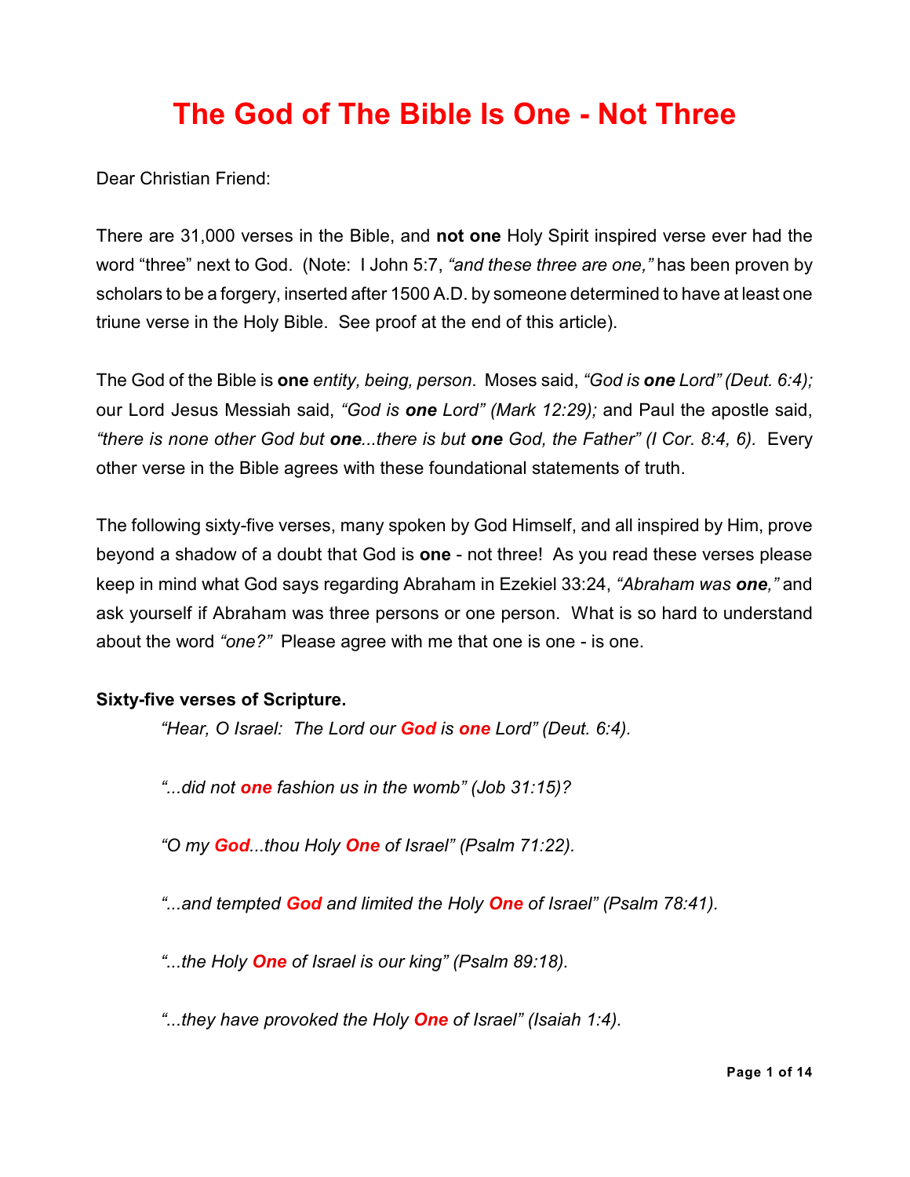# The God of The Bible Is One - Not Three

Dear Christian Friend:

There are 31,000 verses in the Bible, and **not one** Holy Spirit inspired verse ever had the word "three" next to God. (Note: I John 5:7, *"and these three are one,"* has been proven by scholars to be a forgery, inserted after 1500 A.D. by someone determined to have at least one triune verse in the Holy Bible. See proof at the end of this article).

The God of the Bible is **one** *entity, being, person*. Moses said, *"God is **one** Lord" (Deut. 6:4);* our Lord Jesus Messiah said, *"God is **one** Lord" (Mark 12:29);* and Paul the apostle said, *"there is none other God but **one**...there is but **one** God, the Father" (I Cor. 8:4, 6).* Every other verse in the Bible agrees with these foundational statements of truth.

The following sixty-five verses, many spoken by God Himself, and all inspired by Him, prove beyond a shadow of a doubt that God is **one** - not three! As you read these verses please keep in mind what God says regarding Abraham in Ezekiel 33:24, *"Abraham was **one**,"* and ask yourself if Abraham was three persons or one person. What is so hard to understand about the word *"one?"* Please agree with me that one is one - is one.

**Sixty-five verses of Scripture.**

*"Hear, O Israel: The Lord our **God** is **one** Lord" (Deut. 6:4).*

*"...did not **one** fashion us in the womb" (Job 31:15)?*

*"O my **God**...thou Holy **One** of Israel" (Psalm 71:22).*

*"...and tempted **God** and limited the Holy **One** of Israel" (Psalm 78:41).*

*"...the Holy **One** of Israel is our king" (Psalm 89:18).*

*"...they have provoked the Holy **One** of Israel" (Isaiah 1:4).*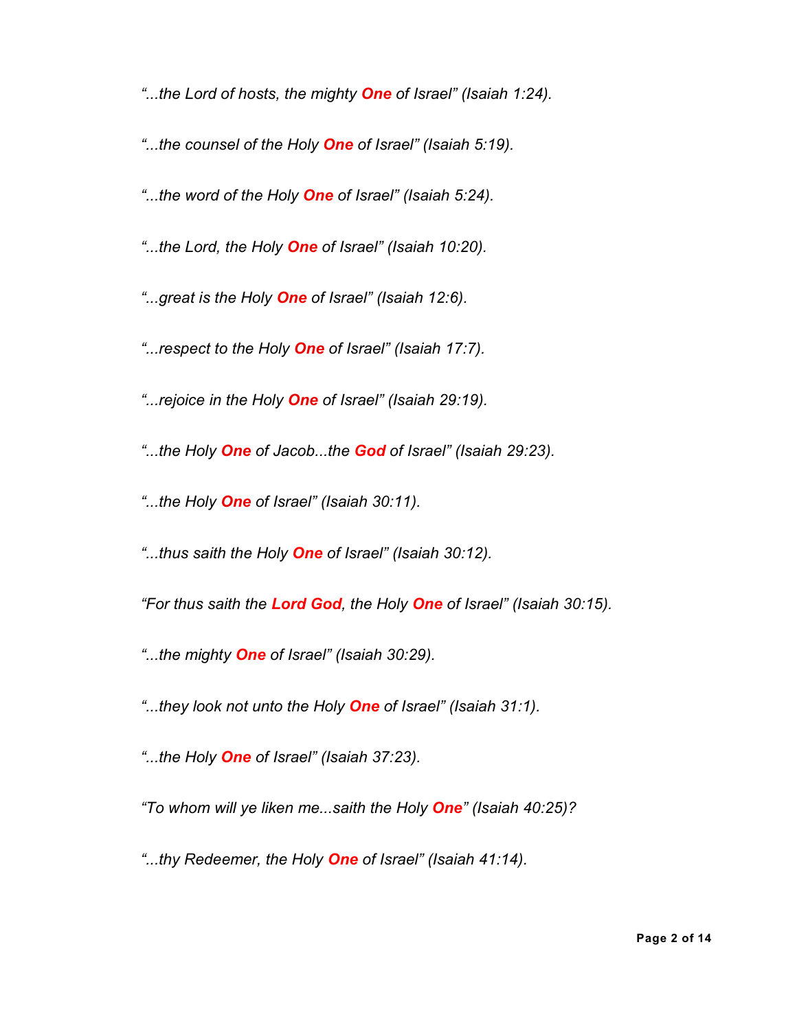*“...the Lord of hosts, the mighty **One** of Israel” (Isaiah 1:24).*

*“...the counsel of the Holy **One** of Israel” (Isaiah 5:19).*

*“...the word of the Holy **One** of Israel” (Isaiah 5:24).*

*“...the Lord, the Holy **One** of Israel” (Isaiah 10:20).*

*“...great is the Holy **One** of Israel” (Isaiah 12:6).*

*“...respect to the Holy **One** of Israel” (Isaiah 17:7).*

*“...rejoice in the Holy **One** of Israel” (Isaiah 29:19).*

*“...the Holy **One** of Jacob...the **God** of Israel” (Isaiah 29:23).*

*“...the Holy **One** of Israel” (Isaiah 30:11).*

*“...thus saith the Holy **One** of Israel” (Isaiah 30:12).*

*“For thus saith the **Lord God**, the Holy **One** of Israel” (Isaiah 30:15).*

*“...the mighty **One** of Israel” (Isaiah 30:29).*

*“...they look not unto the Holy **One** of Israel” (Isaiah 31:1).*

*“...the Holy **One** of Israel” (Isaiah 37:23).*

*“To whom will ye liken me...saith the Holy **One**” (Isaiah 40:25)?*

*“...thy Redeemer, the Holy **One** of Israel” (Isaiah 41:14).*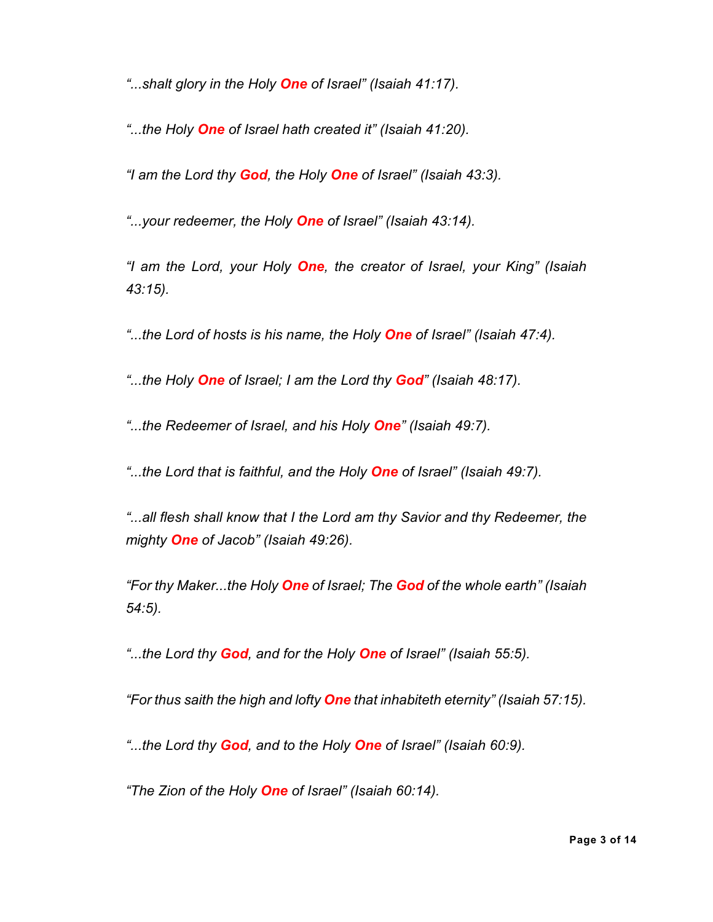*"...shalt glory in the Holy **One** of Israel" (Isaiah 41:17).*

*"...the Holy **One** of Israel hath created it" (Isaiah 41:20).*

*"I am the Lord thy **God**, the Holy **One** of Israel" (Isaiah 43:3).*

*"...your redeemer, the Holy **One** of Israel" (Isaiah 43:14).*

*"I am the Lord, your Holy **One**, the creator of Israel, your King" (Isaiah 43:15).*

*"...the Lord of hosts is his name, the Holy **One** of Israel" (Isaiah 47:4).*

*"...the Holy **One** of Israel; I am the Lord thy **God**" (Isaiah 48:17).*

*"...the Redeemer of Israel, and his Holy **One**" (Isaiah 49:7).*

*"...the Lord that is faithful, and the Holy **One** of Israel" (Isaiah 49:7).*

*"...all flesh shall know that I the Lord am thy Savior and thy Redeemer, the mighty **One** of Jacob" (Isaiah 49:26).*

*"For thy Maker...the Holy **One** of Israel; The **God** of the whole earth" (Isaiah 54:5).*

*"...the Lord thy **God**, and for the Holy **One** of Israel" (Isaiah 55:5).*

*"For thus saith the high and lofty **One** that inhabiteth eternity" (Isaiah 57:15).*

*"...the Lord thy **God**, and to the Holy **One** of Israel" (Isaiah 60:9).*

*"The Zion of the Holy **One** of Israel" (Isaiah 60:14).*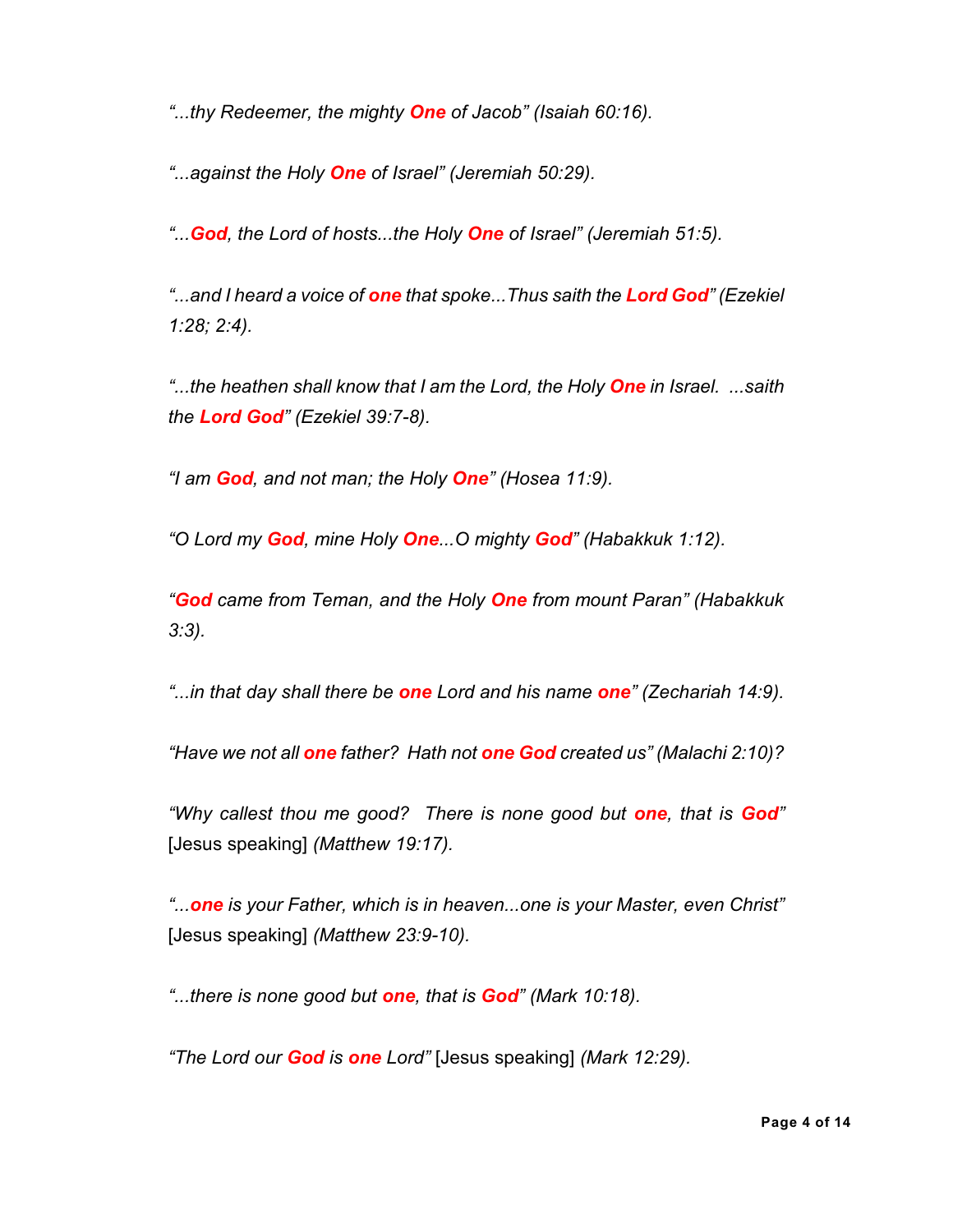*"...thy Redeemer, the mighty **One** of Jacob" (Isaiah 60:16).*

*"...against the Holy **One** of Israel" (Jeremiah 50:29).*

*"...**God**, the Lord of hosts...the Holy **One** of Israel" (Jeremiah 51:5).*

*"...and I heard a voice of **one** that spoke...Thus saith the **Lord God**" (Ezekiel 1:28; 2:4).*

*"...the heathen shall know that I am the Lord, the Holy **One** in Israel. ...saith the **Lord God**" (Ezekiel 39:7-8).*

*"I am **God**, and not man; the Holy **One**" (Hosea 11:9).*

*"O Lord my **God**, mine Holy **One**...O mighty **God**" (Habakkuk 1:12).*

*"**God** came from Teman, and the Holy **One** from mount Paran" (Habakkuk 3:3).*

*"...in that day shall there be **one** Lord and his name **one**" (Zechariah 14:9).*

*"Have we not all **one** father? Hath not **one God** created us" (Malachi 2:10)?*

*"Why callest thou me good? There is none good but **one**, that is **God**"* [Jesus speaking] *(Matthew 19:17).*

*"...**one** is your Father, which is in heaven...one is your Master, even Christ"* [Jesus speaking] *(Matthew 23:9-10).*

*"...there is none good but **one**, that is **God**" (Mark 10:18).*

*"The Lord our **God** is **one** Lord"* [Jesus speaking] *(Mark 12:29).*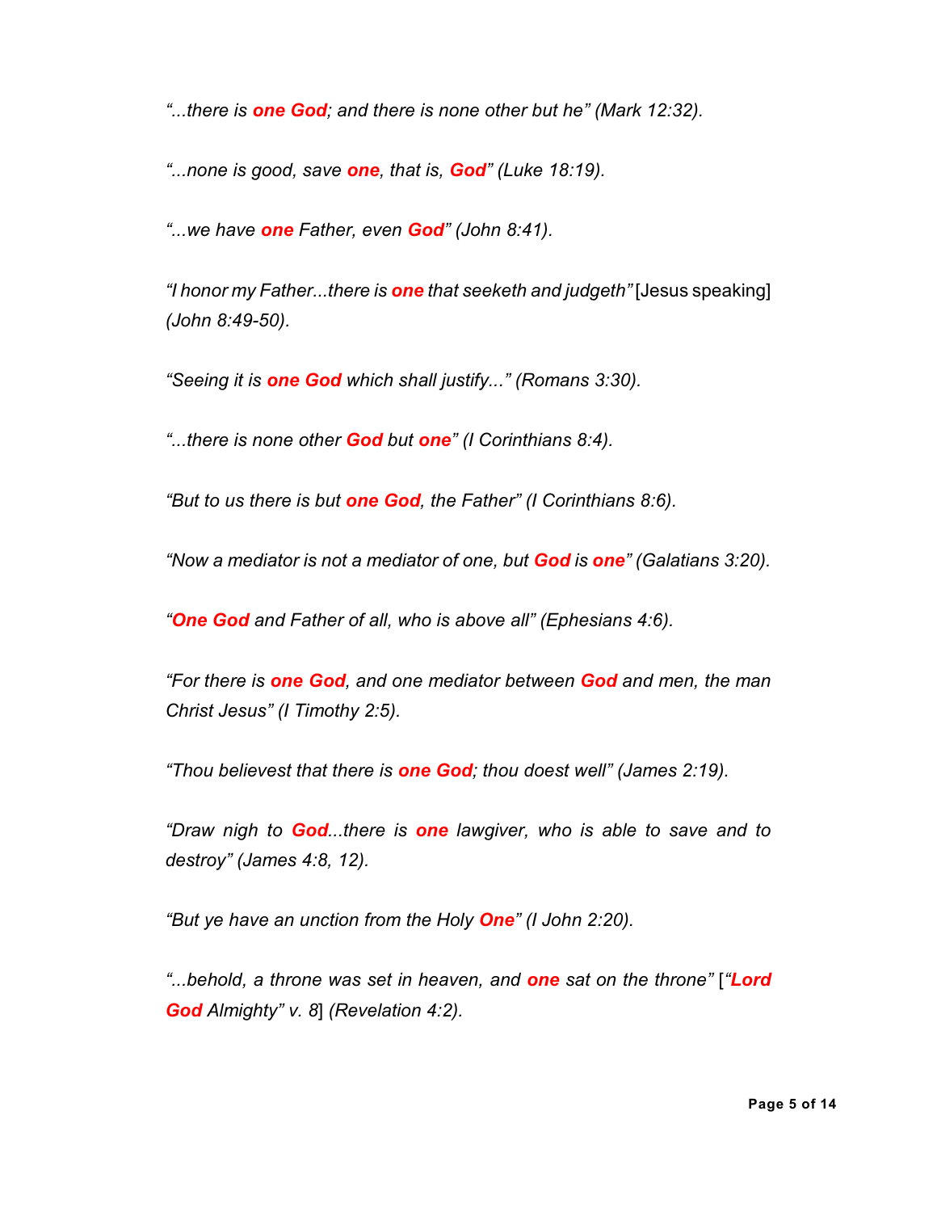*"...there is **one God**; and there is none other but he" (Mark 12:32).*

*"...none is good, save **one**, that is, **God**" (Luke 18:19).*

*"...we have **one** Father, even **God**" (John 8:41).*

*"I honor my Father...there is **one** that seeketh and judgeth"* [Jesus speaking] *(John 8:49-50).*

*"Seeing it is **one God** which shall justify..." (Romans 3:30).*

*"...there is none other **God** but **one**" (I Corinthians 8:4).*

*"But to us there is but **one God**, the Father" (I Corinthians 8:6).*

*"Now a mediator is not a mediator of one, but **God** is **one**" (Galatians 3:20).*

*"**One God** and Father of all, who is above all" (Ephesians 4:6).*

*"For there is **one God**, and one mediator between **God** and men, the man Christ Jesus" (I Timothy 2:5).*

*"Thou believest that there is **one God**; thou doest well" (James 2:19).*

*"Draw nigh to **God**...there is **one** lawgiver, who is able to save and to destroy" (James 4:8, 12).*

*"But ye have an unction from the Holy **One**" (I John 2:20).*

*"...behold, a throne was set in heaven, and **one** sat on the throne"* [*"**Lord God** Almighty" v. 8*] *(Revelation 4:2).*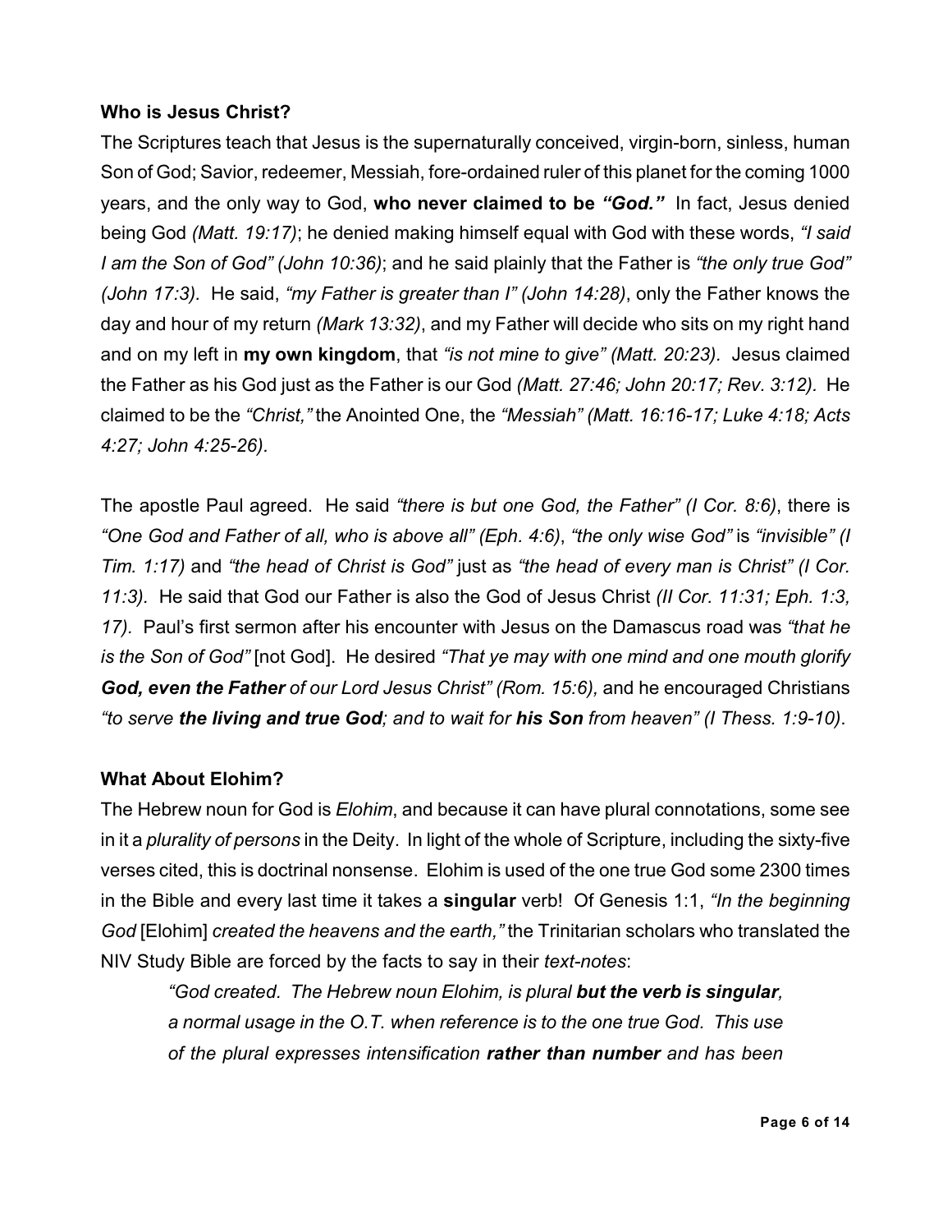### Who is Jesus Christ?

The Scriptures teach that Jesus is the supernaturally conceived, virgin-born, sinless, human Son of God; Savior, redeemer, Messiah, fore-ordained ruler of this planet for the coming 1000 years, and the only way to God, **who never claimed to be *"God."*** In fact, Jesus denied being God *(Matt. 19:17)*; he denied making himself equal with God with these words, *"I said I am the Son of God" (John 10:36)*; and he said plainly that the Father is *"the only true God" (John 17:3).* He said, *"my Father is greater than I" (John 14:28)*, only the Father knows the day and hour of my return *(Mark 13:32)*, and my Father will decide who sits on my right hand and on my left in **my own kingdom**, that *"is not mine to give" (Matt. 20:23).* Jesus claimed the Father as his God just as the Father is our God *(Matt. 27:46; John 20:17; Rev. 3:12).* He claimed to be the *"Christ,"* the Anointed One, the *"Messiah" (Matt. 16:16-17; Luke 4:18; Acts 4:27; John 4:25-26).*

The apostle Paul agreed. He said *"there is but one God, the Father" (I Cor. 8:6)*, there is *"One God and Father of all, who is above all" (Eph. 4:6)*, *"the only wise God"* is *"invisible" (I Tim. 1:17)* and *"the head of Christ is God"* just as *"the head of every man is Christ" (I Cor. 11:3).* He said that God our Father is also the God of Jesus Christ *(II Cor. 11:31; Eph. 1:3, 17).* Paul's first sermon after his encounter with Jesus on the Damascus road was *"that he is the Son of God"* [not God]. He desired *"That ye may with one mind and one mouth glorify **God, even the Father** of our Lord Jesus Christ" (Rom. 15:6),* and he encouraged Christians *"to serve **the living and true God**; and to wait for **his Son** from heaven" (I Thess. 1:9-10).*

### What About Elohim?

The Hebrew noun for God is *Elohim*, and because it can have plural connotations, some see in it a *plurality of persons* in the Deity. In light of the whole of Scripture, including the sixty-five verses cited, this is doctrinal nonsense. Elohim is used of the one true God some 2300 times in the Bible and every last time it takes a **singular** verb! Of Genesis 1:1, *"In the beginning God* [Elohim] *created the heavens and the earth,"* the Trinitarian scholars who translated the NIV Study Bible are forced by the facts to say in their *text-notes*:

> *"God created. The Hebrew noun Elohim, is plural **but the verb is singular**, a normal usage in the O.T. when reference is to the one true God. This use of the plural expresses intensification **rather than number** and has been*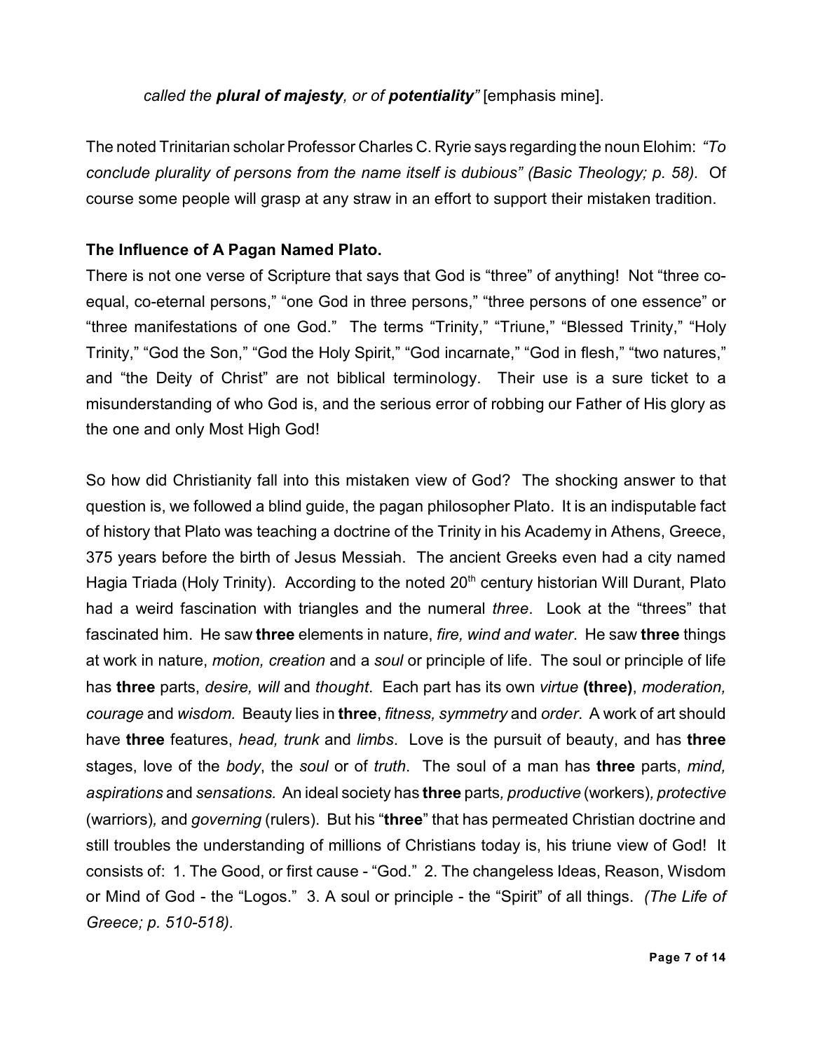*called the **plural of majesty**, or of **potentiality**"* [emphasis mine].

The noted Trinitarian scholar Professor Charles C. Ryrie says regarding the noun Elohim: *"To conclude plurality of persons from the name itself is dubious" (Basic Theology; p. 58).* Of course some people will grasp at any straw in an effort to support their mistaken tradition.

**The Influence of A Pagan Named Plato.**

There is not one verse of Scripture that says that God is "three" of anything! Not "three co-equal, co-eternal persons," "one God in three persons," "three persons of one essence" or "three manifestations of one God." The terms "Trinity," "Triune," "Blessed Trinity," "Holy Trinity," "God the Son," "God the Holy Spirit," "God incarnate," "God in flesh," "two natures," and "the Deity of Christ" are not biblical terminology. Their use is a sure ticket to a misunderstanding of who God is, and the serious error of robbing our Father of His glory as the one and only Most High God!

So how did Christianity fall into this mistaken view of God? The shocking answer to that question is, we followed a blind guide, the pagan philosopher Plato. It is an indisputable fact of history that Plato was teaching a doctrine of the Trinity in his Academy in Athens, Greece, 375 years before the birth of Jesus Messiah. The ancient Greeks even had a city named Hagia Triada (Holy Trinity). According to the noted 20th century historian Will Durant, Plato had a weird fascination with triangles and the numeral *three*. Look at the "threes" that fascinated him. He saw **three** elements in nature, *fire, wind and water*. He saw **three** things at work in nature, *motion, creation* and a *soul* or principle of life. The soul or principle of life has **three** parts, *desire, will* and *thought*. Each part has its own *virtue* **(three)**, *moderation, courage* and *wisdom.* Beauty lies in **three**, *fitness, symmetry* and *order*. A work of art should have **three** features, *head, trunk* and *limbs*. Love is the pursuit of beauty, and has **three** stages, love of the *body*, the *soul* or of *truth*. The soul of a man has **three** parts, *mind, aspirations* and *sensations.* An ideal society has **three** parts, *productive* (workers), *protective* (warriors), and *governing* (rulers). But his "**three**" that has permeated Christian doctrine and still troubles the understanding of millions of Christians today is, his triune view of God! It consists of: 1. The Good, or first cause - "God." 2. The changeless Ideas, Reason, Wisdom or Mind of God - the "Logos." 3. A soul or principle - the "Spirit" of all things. *(The Life of Greece; p. 510-518).*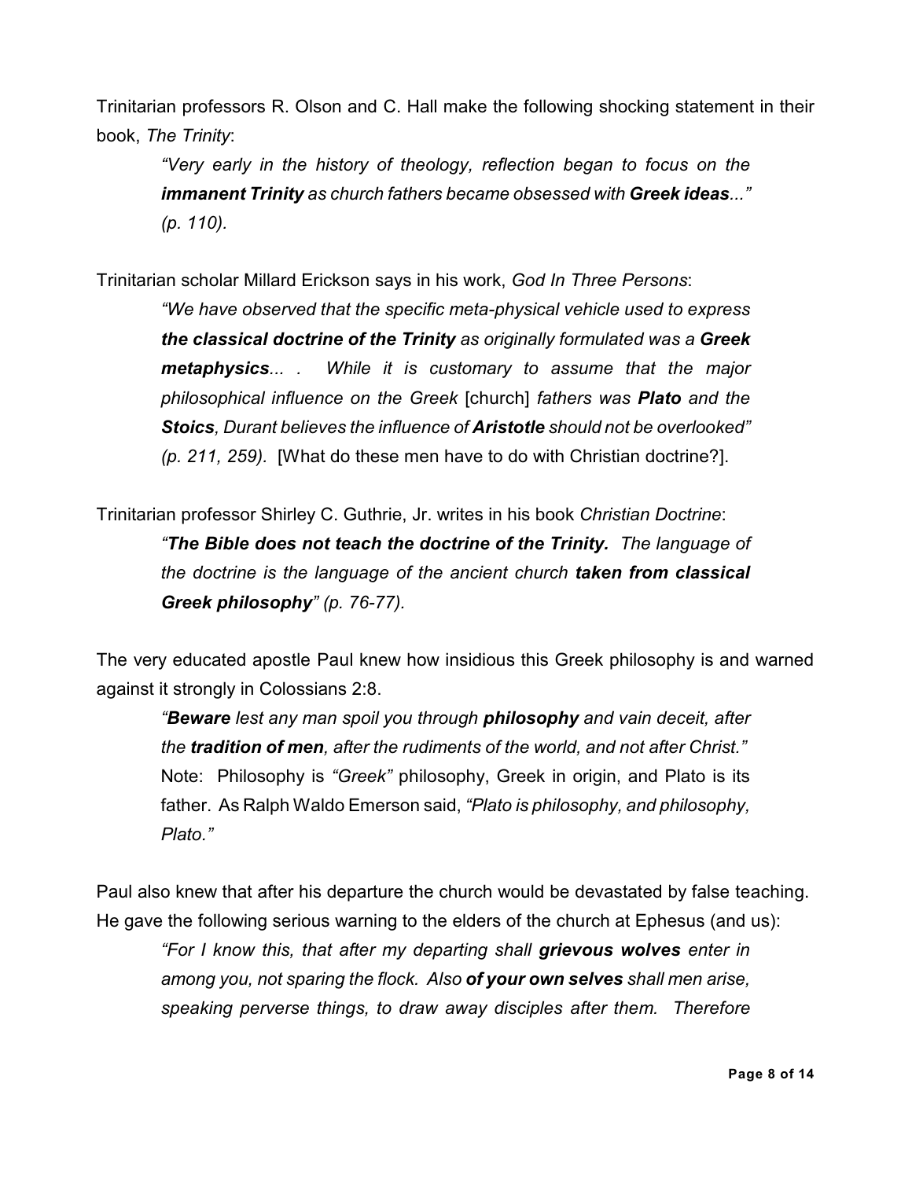Trinitarian professors R. Olson and C. Hall make the following shocking statement in their book, *The Trinity*:

> *"Very early in the history of theology, reflection began to focus on the **immanent Trinity** as church fathers became obsessed with **Greek ideas**..." (p. 110).*

Trinitarian scholar Millard Erickson says in his work, *God In Three Persons*:

> *"We have observed that the specific meta-physical vehicle used to express **the classical doctrine of the Trinity** as originally formulated was a **Greek metaphysics**... . While it is customary to assume that the major philosophical influence on the Greek* [church] *fathers was **Plato** and the **Stoics**, Durant believes the influence of **Aristotle** should not be overlooked" (p. 211, 259).* [What do these men have to do with Christian doctrine?].

Trinitarian professor Shirley C. Guthrie, Jr. writes in his book *Christian Doctrine*:

> *"**The Bible does not teach the doctrine of the Trinity.** The language of the doctrine is the language of the ancient church **taken from classical Greek philosophy**" (p. 76-77).*

The very educated apostle Paul knew how insidious this Greek philosophy is and warned against it strongly in Colossians 2:8.

> *"**Beware** lest any man spoil you through **philosophy** and vain deceit, after the **tradition of men**, after the rudiments of the world, and not after Christ."*
> Note: Philosophy is *"Greek"* philosophy, Greek in origin, and Plato is its father. As Ralph Waldo Emerson said, *"Plato is philosophy, and philosophy, Plato."*

Paul also knew that after his departure the church would be devastated by false teaching. He gave the following serious warning to the elders of the church at Ephesus (and us):

> *"For I know this, that after my departing shall **grievous wolves** enter in among you, not sparing the flock. Also **of your own selves** shall men arise, speaking perverse things, to draw away disciples after them. Therefore*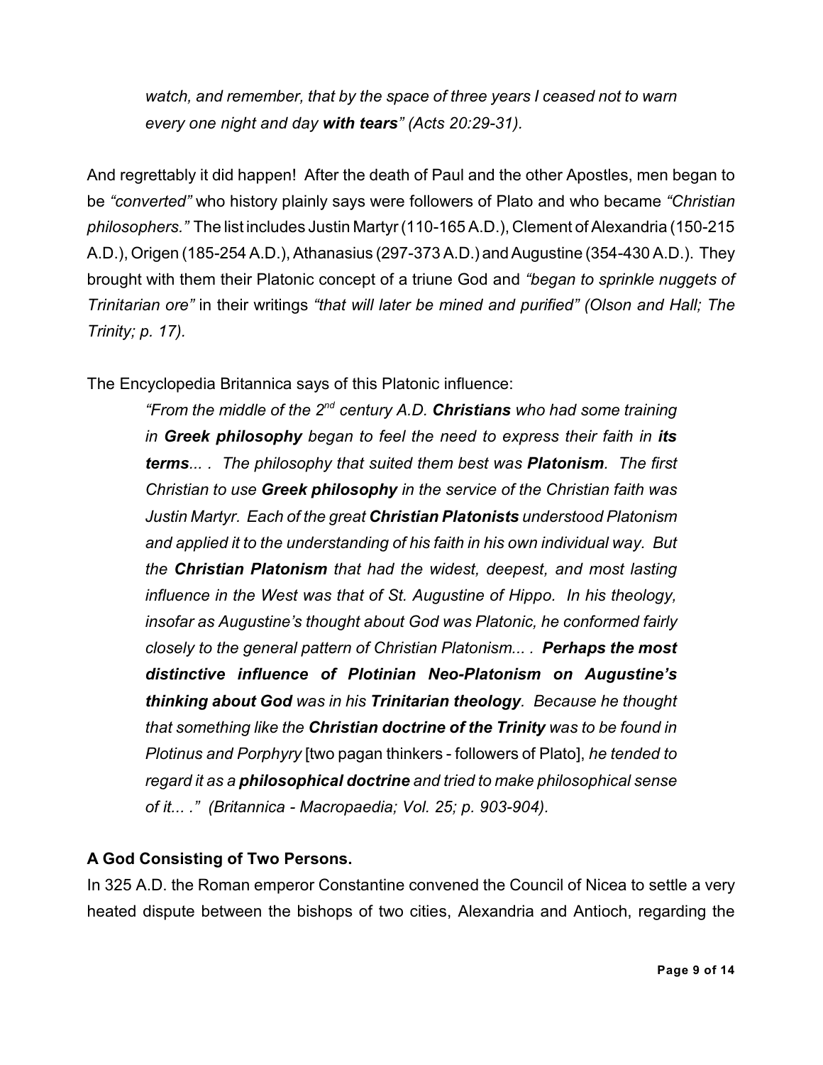*watch, and remember, that by the space of three years I ceased not to warn every one night and day **with tears**" (Acts 20:29-31).*

And regrettably it did happen! After the death of Paul and the other Apostles, men began to be *"converted"* who history plainly says were followers of Plato and who became *"Christian philosophers."* The list includes Justin Martyr (110-165 A.D.), Clement of Alexandria (150-215 A.D.), Origen (185-254 A.D.), Athanasius (297-373 A.D.) and Augustine (354-430 A.D.). They brought with them their Platonic concept of a triune God and *"began to sprinkle nuggets of Trinitarian ore"* in their writings *"that will later be mined and purified" (Olson and Hall; The Trinity; p. 17).*

The Encyclopedia Britannica says of this Platonic influence:

> *"From the middle of the 2nd century A.D. **Christians** who had some training in **Greek philosophy** began to feel the need to express their faith in **its terms**... . The philosophy that suited them best was **Platonism**. The first Christian to use **Greek philosophy** in the service of the Christian faith was Justin Martyr. Each of the great **Christian Platonists** understood Platonism and applied it to the understanding of his faith in his own individual way. But the **Christian Platonism** that had the widest, deepest, and most lasting influence in the West was that of St. Augustine of Hippo. In his theology, insofar as Augustine's thought about God was Platonic, he conformed fairly closely to the general pattern of Christian Platonism... . **Perhaps the most distinctive influence of Plotinian Neo-Platonism on Augustine's thinking about God** was in his **Trinitarian theology**. Because he thought that something like the **Christian doctrine of the Trinity** was to be found in Plotinus and Porphyry* [two pagan thinkers - followers of Plato], *he tended to regard it as a **philosophical doctrine** and tried to make philosophical sense of it... ." (Britannica - Macropaedia; Vol. 25; p. 903-904).*

**A God Consisting of Two Persons.**

In 325 A.D. the Roman emperor Constantine convened the Council of Nicea to settle a very heated dispute between the bishops of two cities, Alexandria and Antioch, regarding the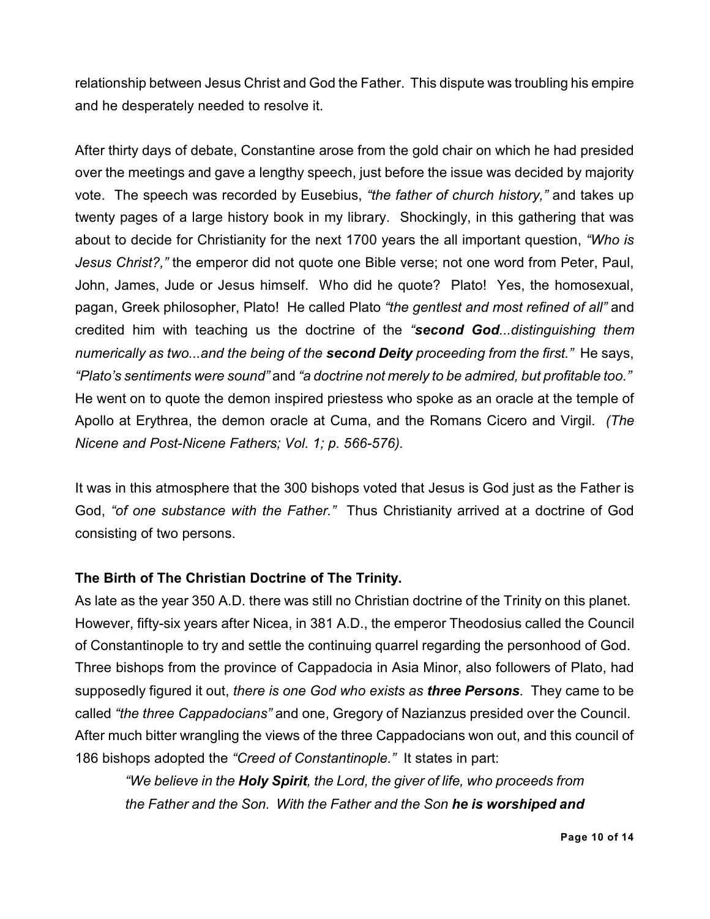relationship between Jesus Christ and God the Father. This dispute was troubling his empire and he desperately needed to resolve it.

After thirty days of debate, Constantine arose from the gold chair on which he had presided over the meetings and gave a lengthy speech, just before the issue was decided by majority vote. The speech was recorded by Eusebius, *"the father of church history,"* and takes up twenty pages of a large history book in my library. Shockingly, in this gathering that was about to decide for Christianity for the next 1700 years the all important question, *"Who is Jesus Christ?,"* the emperor did not quote one Bible verse; not one word from Peter, Paul, John, James, Jude or Jesus himself. Who did he quote? Plato! Yes, the homosexual, pagan, Greek philosopher, Plato! He called Plato *"the gentlest and most refined of all"* and credited him with teaching us the doctrine of the *"**second God**...distinguishing them numerically as two...and the being of the **second Deity** proceeding from the first."* He says, *"Plato's sentiments were sound"* and *"a doctrine not merely to be admired, but profitable too."* He went on to quote the demon inspired priestess who spoke as an oracle at the temple of Apollo at Erythrea, the demon oracle at Cuma, and the Romans Cicero and Virgil. *(The Nicene and Post-Nicene Fathers; Vol. 1; p. 566-576).*

It was in this atmosphere that the 300 bishops voted that Jesus is God just as the Father is God, *"of one substance with the Father."* Thus Christianity arrived at a doctrine of God consisting of two persons.

**The Birth of The Christian Doctrine of The Trinity.**

As late as the year 350 A.D. there was still no Christian doctrine of the Trinity on this planet. However, fifty-six years after Nicea, in 381 A.D., the emperor Theodosius called the Council of Constantinople to try and settle the continuing quarrel regarding the personhood of God. Three bishops from the province of Cappadocia in Asia Minor, also followers of Plato, had supposedly figured it out, *there is one God who exists as **three Persons**.* They came to be called *"the three Cappadocians"* and one, Gregory of Nazianzus presided over the Council. After much bitter wrangling the views of the three Cappadocians won out, and this council of 186 bishops adopted the *"Creed of Constantinople."* It states in part:

> *"We believe in the **Holy Spirit**, the Lord, the giver of life, who proceeds from the Father and the Son. With the Father and the Son **he is worshiped and***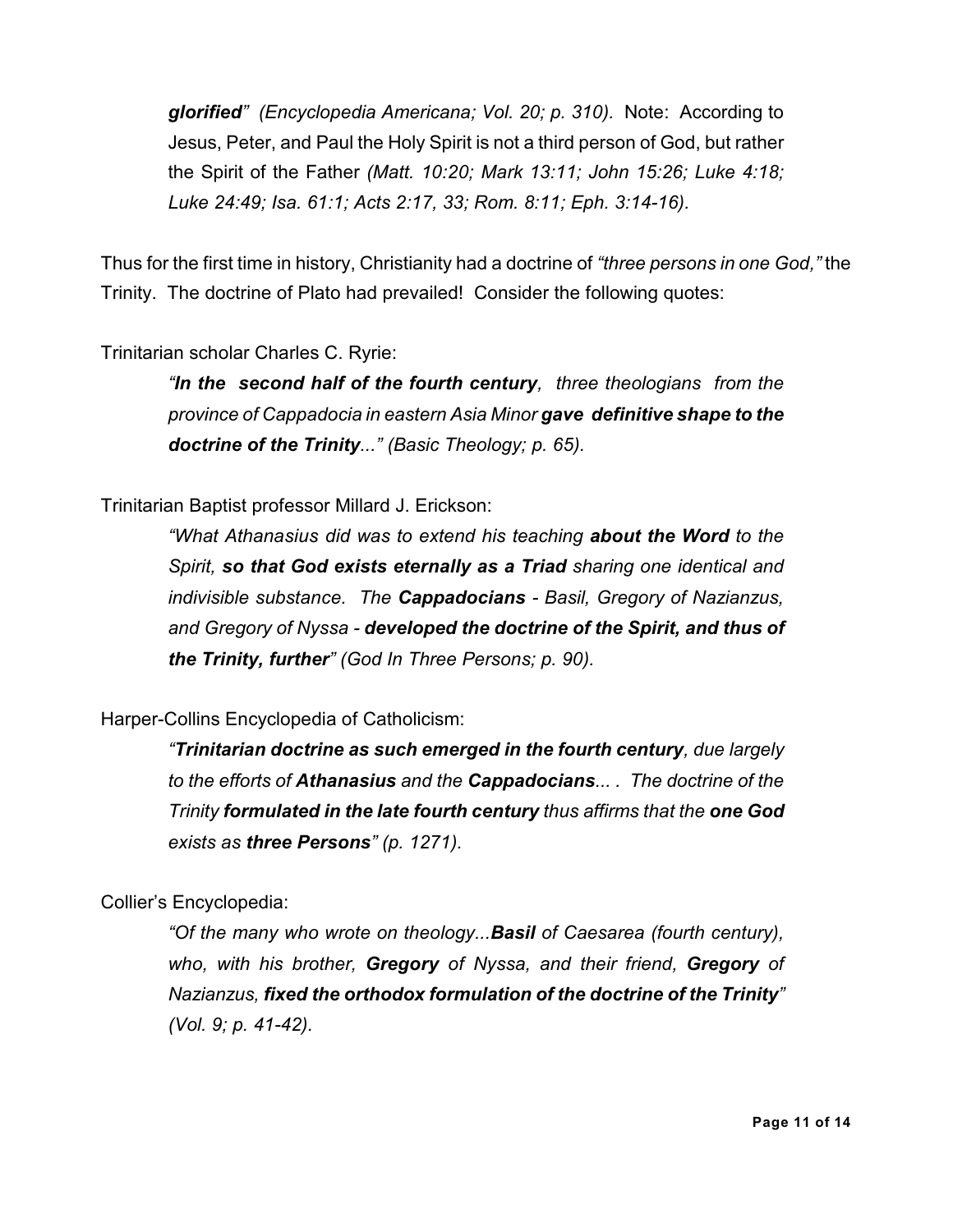> ***glorified*** *" (Encyclopedia Americana; Vol. 20; p. 310).* Note: According to Jesus, Peter, and Paul the Holy Spirit is not a third person of God, but rather the Spirit of the Father *(Matt. 10:20; Mark 13:11; John 15:26; Luke 4:18; Luke 24:49; Isa. 61:1; Acts 2:17, 33; Rom. 8:11; Eph. 3:14-16).*

Thus for the first time in history, Christianity had a doctrine of *"three persons in one God,"* the Trinity. The doctrine of Plato had prevailed! Consider the following quotes:

Trinitarian scholar Charles C. Ryrie:

> *"**In the second half of the fourth century**, three theologians from the province of Cappadocia in eastern Asia Minor **gave definitive shape to the doctrine of the Trinity**..." (Basic Theology; p. 65).*

Trinitarian Baptist professor Millard J. Erickson:

> *"What Athanasius did was to extend his teaching **about the Word** to the Spirit, **so that God exists eternally as a Triad** sharing one identical and indivisible substance. The **Cappadocians** - Basil, Gregory of Nazianzus, and Gregory of Nyssa - **developed the doctrine of the Spirit, and thus of the Trinity, further**" (God In Three Persons; p. 90).*

Harper-Collins Encyclopedia of Catholicism:

> *"**Trinitarian doctrine as such emerged in the fourth century**, due largely to the efforts of **Athanasius** and the **Cappadocians**... . The doctrine of the Trinity **formulated in the late fourth century** thus affirms that the **one God** exists as **three Persons**" (p. 1271).*

Collier's Encyclopedia:

> *"Of the many who wrote on theology...**Basil** of Caesarea (fourth century), who, with his brother, **Gregory** of Nyssa, and their friend, **Gregory** of Nazianzus, **fixed the orthodox formulation of the doctrine of the Trinity**" (Vol. 9; p. 41-42).*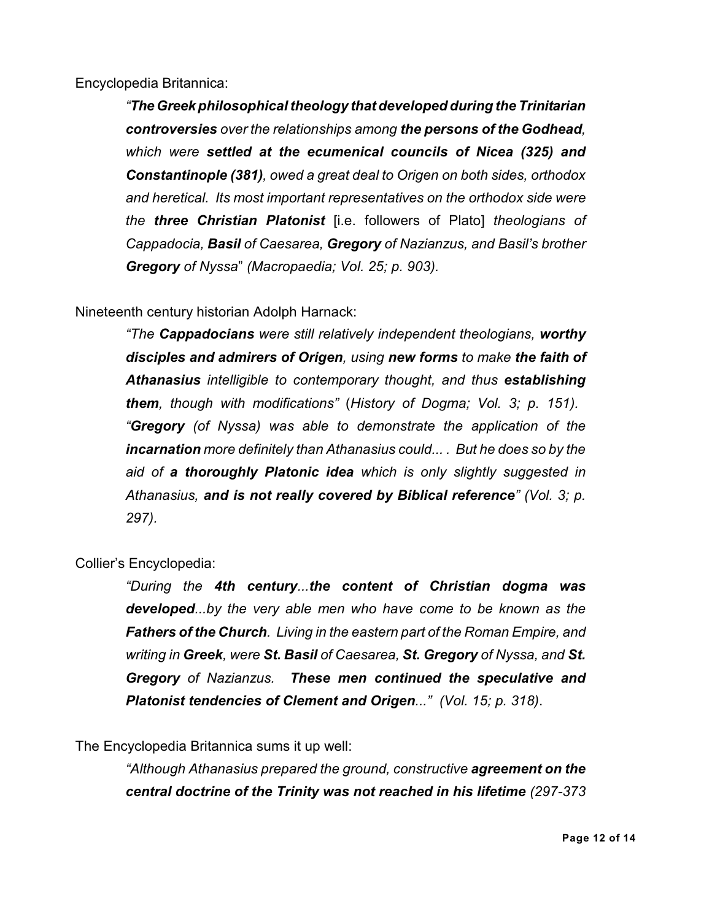Encyclopedia Britannica:

> *"**The Greek philosophical theology that developed during the Trinitarian controversies** over the relationships among **the persons of the Godhead**, which were **settled at the ecumenical councils of Nicea (325) and Constantinople (381)**, owed a great deal to Origen on both sides, orthodox and heretical. Its most important representatives on the orthodox side were the **three Christian Platonist*** [i.e. followers of Plato] *theologians of Cappadocia, **Basil** of Caesarea, **Gregory** of Nazianzus, and Basil's brother **Gregory** of Nyssa" (Macropaedia; Vol. 25; p. 903).*

Nineteenth century historian Adolph Harnack:

> *"The **Cappadocians** were still relatively independent theologians, **worthy disciples and admirers of Origen**, using **new forms** to make **the faith of Athanasius** intelligible to contemporary thought, and thus **establishing them**, though with modifications"* (*History of Dogma; Vol. 3; p. 151).*
> *"**Gregory** (of Nyssa) was able to demonstrate the application of the **incarnation** more definitely than Athanasius could... . But he does so by the aid of **a thoroughly Platonic idea** which is only slightly suggested in Athanasius, **and is not really covered by Biblical reference**" (Vol. 3; p. 297).*

Collier's Encyclopedia:

> *"During the **4th century**...**the content of Christian dogma was developed**...by the very able men who have come to be known as the **Fathers of the Church**. Living in the eastern part of the Roman Empire, and writing in **Greek**, were **St. Basil** of Caesarea, **St. Gregory** of Nyssa, and **St. Gregory** of Nazianzus. **These men continued the speculative and Platonist tendencies of Clement and Origen**..." (Vol. 15; p. 318)*.

The Encyclopedia Britannica sums it up well:

> *"Although Athanasius prepared the ground, constructive **agreement on the central doctrine of the Trinity was not reached in his lifetime** (297-373*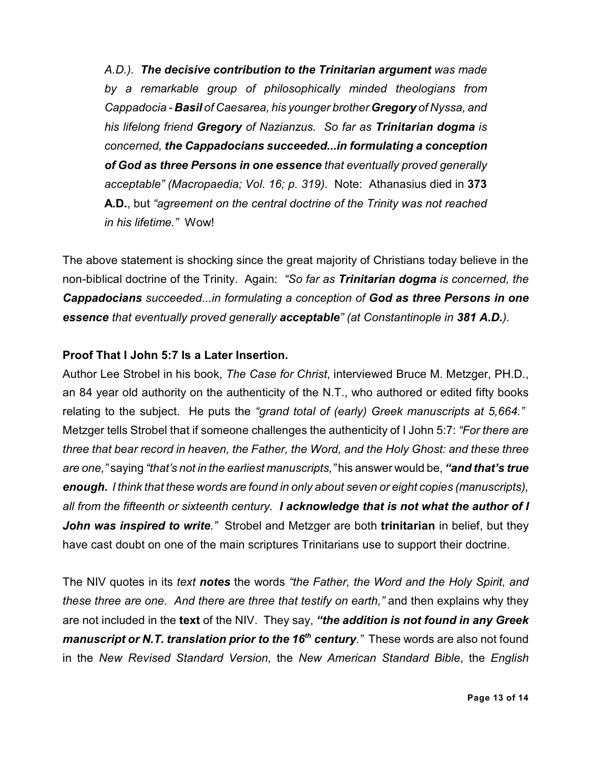*A.D.). **The decisive contribution to the Trinitarian argument** was made by a remarkable group of philosophically minded theologians from Cappadocia - **Basil** of Caesarea, his younger brother **Gregory** of Nyssa, and his lifelong friend **Gregory** of Nazianzus. So far as **Trinitarian dogma** is concerned, **the Cappadocians succeeded...in formulating a conception of God as three Persons in one essence** that eventually proved generally acceptable" (Macropaedia; Vol. 16; p. 319).* Note: Athanasius died in **373 A.D.**, but *"agreement on the central doctrine of the Trinity was not reached in his lifetime."* Wow!

The above statement is shocking since the great majority of Christians today believe in the non-biblical doctrine of the Trinity. Again: *"So far as **Trinitarian dogma** is concerned, the **Cappadocians** succeeded...in formulating a conception of **God as three Persons in one essence** that eventually proved generally **acceptable**" (at Constantinople in **381 A.D.**).*

**Proof That I John 5:7 Is a Later Insertion.**

Author Lee Strobel in his book, *The Case for Christ*, interviewed Bruce M. Metzger, PH.D., an 84 year old authority on the authenticity of the N.T., who authored or edited fifty books relating to the subject. He puts the *"grand total of (early) Greek manuscripts at 5,664."* Metzger tells Strobel that if someone challenges the authenticity of I John 5:7: *"For there are three that bear record in heaven, the Father, the Word, and the Holy Ghost: and these three are one,"* saying *"that's not in the earliest manuscripts,"* his answer would be, ***"and that's true enough.** I think that these words are found in only about seven or eight copies (manuscripts), all from the fifteenth or sixteenth century. **I acknowledge that is not what the author of I John was inspired to write**."* Strobel and Metzger are both **trinitarian** in belief, but they have cast doubt on one of the main scriptures Trinitarians use to support their doctrine.

The NIV quotes in its *text **notes*** the words *"the Father, the Word and the Holy Spirit, and these three are one. And there are three that testify on earth,"* and then explains why they are not included in the **text** of the NIV. They say, ***"the addition is not found in any Greek manuscript or N.T. translation prior to the 16th century**."* These words are also not found in the *New Revised Standard Version,* the *New American Standard Bible*, the *English*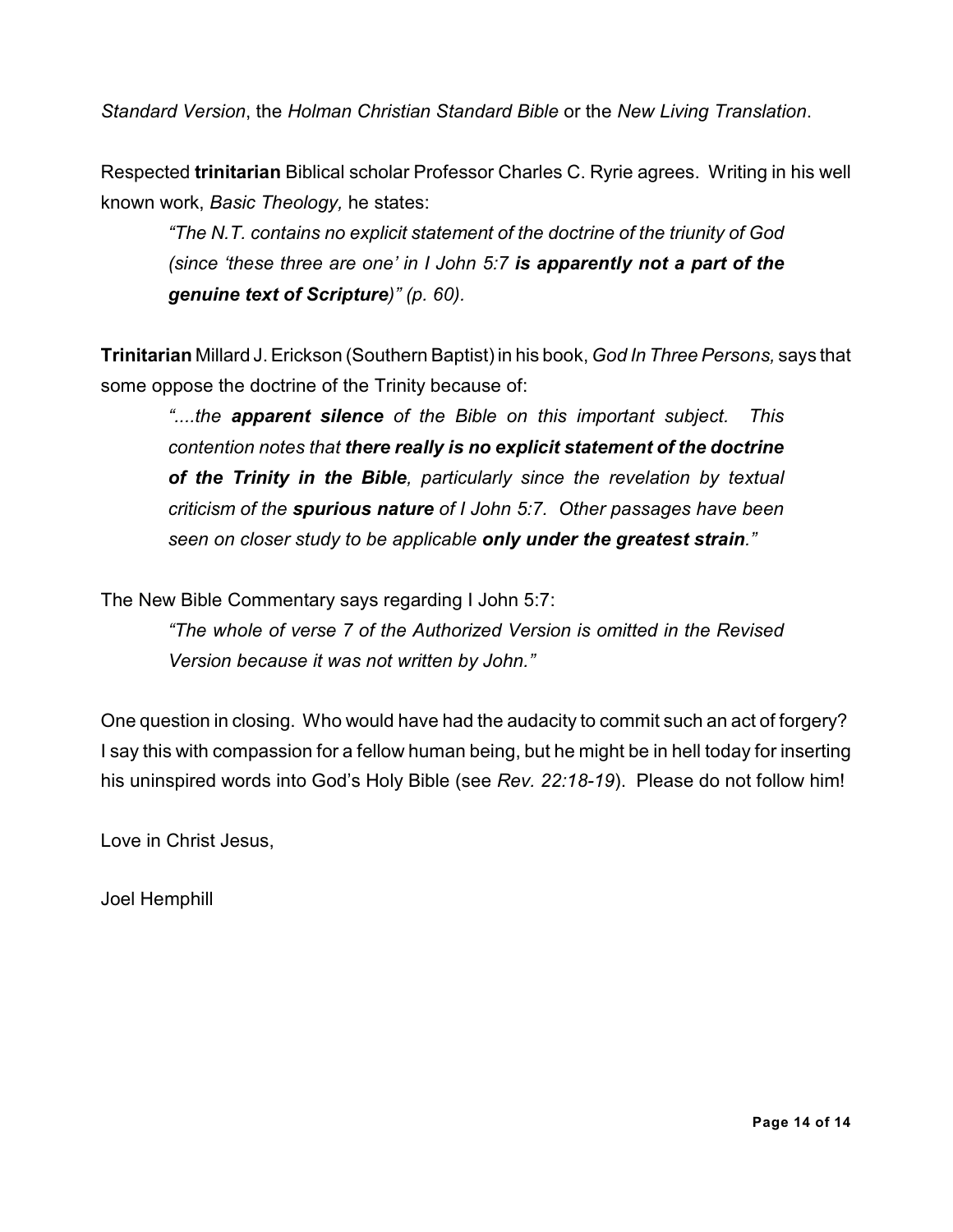*Standard Version*, the *Holman Christian Standard Bible* or the *New Living Translation*.

Respected **trinitarian** Biblical scholar Professor Charles C. Ryrie agrees. Writing in his well known work, *Basic Theology,* he states:

> *"The N.T. contains no explicit statement of the doctrine of the triunity of God (since 'these three are one' in I John 5:7* ***is apparently not a part of the genuine text of Scripture****)" (p. 60).*

**Trinitarian** Millard J. Erickson (Southern Baptist) in his book, *God In Three Persons,* says that some oppose the doctrine of the Trinity because of:

> *"....the* ***apparent silence*** *of the Bible on this important subject. This contention notes that* ***there really is no explicit statement of the doctrine of the Trinity in the Bible****, particularly since the revelation by textual criticism of the* ***spurious nature*** *of I John 5:7. Other passages have been seen on closer study to be applicable* ***only under the greatest strain****."*

The New Bible Commentary says regarding I John 5:7:

> *"The whole of verse 7 of the Authorized Version is omitted in the Revised Version because it was not written by John."*

One question in closing. Who would have had the audacity to commit such an act of forgery? I say this with compassion for a fellow human being, but he might be in hell today for inserting his uninspired words into God's Holy Bible (see *Rev. 22:18-19*). Please do not follow him!

Love in Christ Jesus,

Joel Hemphill